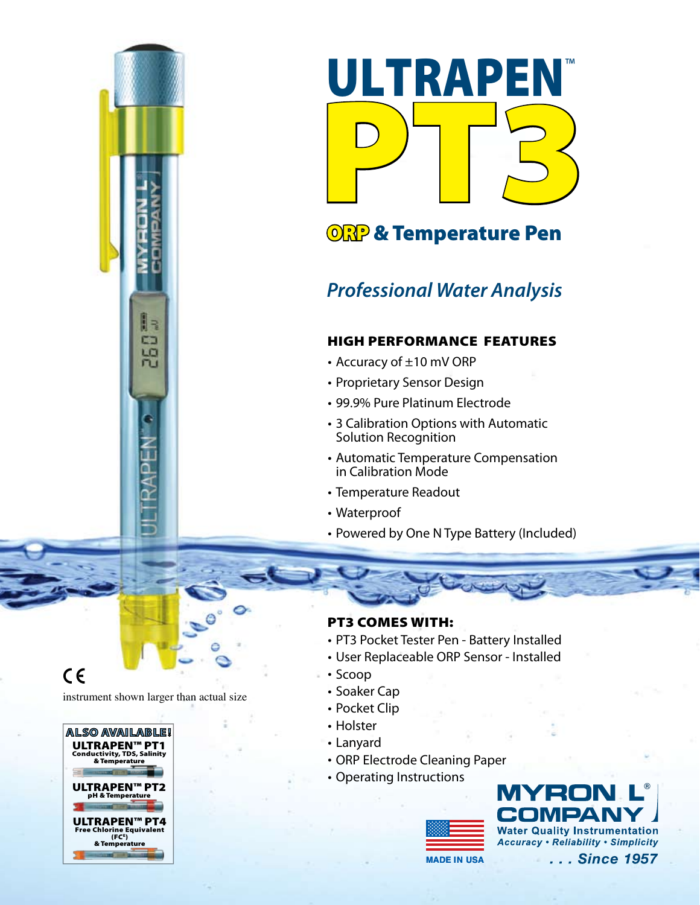# ULTRAPEN™ PT3

## ORP & Temperature Pen

*Professional Water Analysis*

### HIGH PERFORMANCE FEATURES

- Accuracy of ±10 mV ORP
- Proprietary Sensor Design
- 99.9% Pure Platinum Electrode
- 3 Calibration Options with Automatic Solution Recognition
- Automatic Temperature Compensation in Calibration Mode
- Temperature Readout
- Waterproof
- Powered by One N Type Battery (Included)

### PT3 COMES WITH:

- PT3 Pocket Tester Pen - Battery Installed
- User Replaceable ORP Sensor - Installed
- Scoop
- Soaker Cap
- Pocket Clip
- Holster
- Lanyard
- ORP Electrode Cleaning Paper
- Operating Instructions

CE

instrument shown larger than actual size

**ALSO AVAILABLE!**

**ULTRAPEN™ PT1**
Conductivity, TDS, Salinity & Temperature

**ULTRAPEN™ PT2**
pH & Temperature

**ULTRAPEN™ PT4**
Free Chlorine Equivalent (FC$^E$) & Temperature

MADE IN USA

**MYRON L® COMPANY**
Water Quality Instrumentation
*Accuracy • Reliability • Simplicity*
*. . . Since 1957*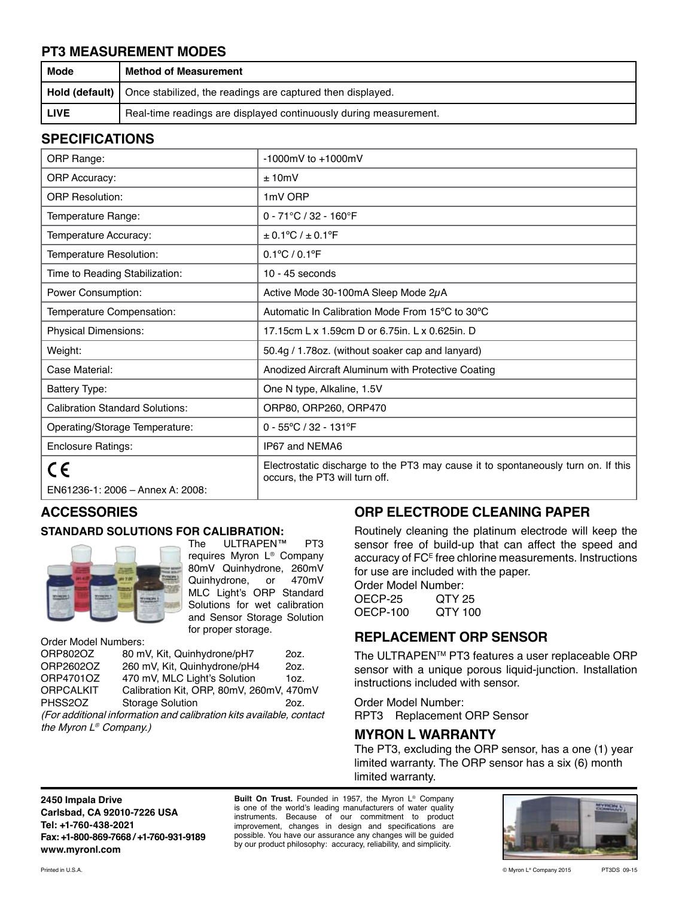## PT3 MEASUREMENT MODES

| Mode | Method of Measurement |
|---|---|
| Hold (default) | Once stabilized, the readings are captured then displayed. |
| LIVE | Real-time readings are displayed continuously during measurement. |

## SPECIFICATIONS

| | |
|---|---|
| ORP Range: | -1000mV to +1000mV |
| ORP Accuracy: | ± 10mV |
| ORP Resolution: | 1mV ORP |
| Temperature Range: | 0 - 71°C / 32 - 160°F |
| Temperature Accuracy: | ± 0.1°C / ± 0.1°F |
| Temperature Resolution: | 0.1°C / 0.1°F |
| Time to Reading Stabilization: | 10 - 45 seconds |
| Power Consumption: | Active Mode 30-100mA Sleep Mode 2μA |
| Temperature Compensation: | Automatic In Calibration Mode From 15°C to 30°C |
| Physical Dimensions: | 17.15cm L x 1.59cm D or 6.75in. L x 0.625in. D |
| Weight: | 50.4g / 1.78oz. (without soaker cap and lanyard) |
| Case Material: | Anodized Aircraft Aluminum with Protective Coating |
| Battery Type: | One N type, Alkaline, 1.5V |
| Calibration Standard Solutions: | ORP80, ORP260, ORP470 |
| Operating/Storage Temperature: | 0 - 55°C / 32 - 131°F |
| Enclosure Ratings: | IP67 and NEMA6 |
| CE EN61236-1: 2006 – Annex A: 2008: | Electrostatic discharge to the PT3 may cause it to spontaneously turn on. If this occurs, the PT3 will turn off. |

## ACCESSORIES

### STANDARD SOLUTIONS FOR CALIBRATION:

The ULTRAPEN™ PT3 requires Myron L® Company 80mV Quinhydrone, 260mV Quinhydrone, or 470mV MLC Light's ORP Standard Solutions for wet calibration and Sensor Storage Solution for proper storage.

Order Model Numbers:

| | | |
|---|---|---|
| ORP802OZ | 80 mV, Kit, Quinhydrone/pH7 | 2oz. |
| ORP2602OZ | 260 mV, Kit, Quinhydrone/pH4 | 2oz. |
| ORP4701OZ | 470 mV, MLC Light's Solution | 1oz. |
| ORPCALKIT | Calibration Kit, ORP, 80mV, 260mV, 470mV | |
| PHSS2OZ | Storage Solution | 2oz. |

*(For additional information and calibration kits available, contact the Myron L® Company.)*

## ORP ELECTRODE CLEANING PAPER

Routinely cleaning the platinum electrode will keep the sensor free of build-up that can affect the speed and accuracy of FC[E] free chlorine measurements. Instructions for use are included with the paper.

Order Model Number:

OECP-25 QTY 25
OECP-100 QTY 100

## REPLACEMENT ORP SENSOR

The ULTRAPEN™ PT3 features a user replaceable ORP sensor with a unique porous liquid-junction. Installation instructions included with sensor.

Order Model Number:

RPT3 Replacement ORP Sensor

## MYRON L WARRANTY

The PT3, excluding the ORP sensor, has a one (1) year limited warranty. The ORP sensor has a six (6) month limited warranty.

**2450 Impala Drive**
**Carlsbad, CA 92010-7226 USA**
**Tel: +1-760-438-2021**
**Fax: +1-800-869-7668 / +1-760-931-9189**
**www.myronl.com**

**Built On Trust.** Founded in 1957, the Myron L® Company is one of the world's leading manufacturers of water quality instruments. Because of our commitment to product improvement, changes in design and specifications are possible. You have our assurance any changes will be guided by our product philosophy: accuracy, reliability, and simplicity.

Printed in U.S.A.

© Myron L® Company 2015 PT3DS 09-15